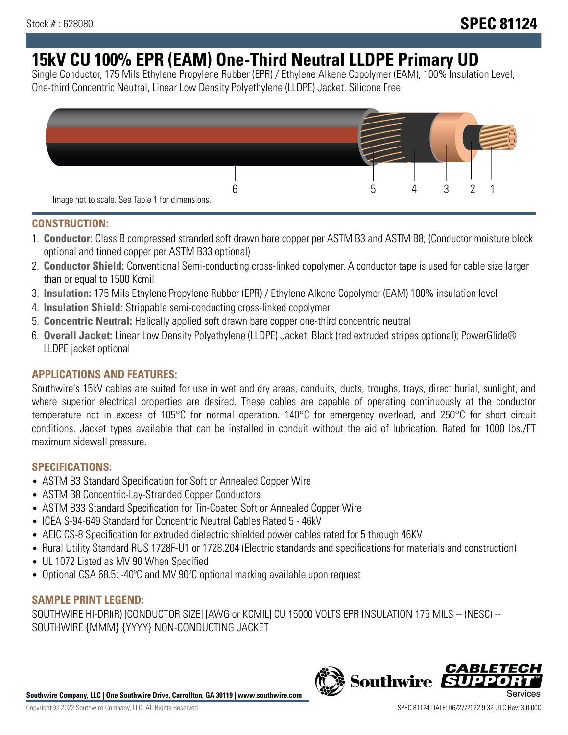Stock # : 628080

# SPEC 81124

# 15kV CU 100% EPR (EAM) One-Third Neutral LLDPE Primary UD

Single Conductor, 175 Mils Ethylene Propylene Rubber (EPR) / Ethylene Alkene Copolymer (EAM), 100% Insulation Level, One-third Concentric Neutral, Linear Low Density Polyethylene (LLDPE) Jacket. Silicone Free

6 5 4 3 2 1

Image not to scale. See Table 1 for dimensions.

## CONSTRUCTION:

1. **Conductor:** Class B compressed stranded soft drawn bare copper per ASTM B3 and ASTM B8; (Conductor moisture block optional and tinned copper per ASTM B33 optional)
2. **Conductor Shield:** Conventional Semi-conducting cross-linked copolymer. A conductor tape is used for cable size larger than or equal to 1500 Kcmil
3. **Insulation:** 175 Mils Ethylene Propylene Rubber (EPR) / Ethylene Alkene Copolymer (EAM) 100% insulation level
4. **Insulation Shield:** Strippable semi-conducting cross-linked copolymer
5. **Concentric Neutral:** Helically applied soft drawn bare copper one-third concentric neutral
6. **Overall Jacket:** Linear Low Density Polyethylene (LLDPE) Jacket, Black (red extruded stripes optional); PowerGlide® LLDPE jacket optional

## APPLICATIONS AND FEATURES:

Southwire's 15kV cables are suited for use in wet and dry areas, conduits, ducts, troughs, trays, direct burial, sunlight, and where superior electrical properties are desired. These cables are capable of operating continuously at the conductor temperature not in excess of 105°C for normal operation. 140°C for emergency overload, and 250°C for short circuit conditions. Jacket types available that can be installed in conduit without the aid of lubrication. Rated for 1000 lbs./FT maximum sidewall pressure.

## SPECIFICATIONS:

- ASTM B3 Standard Specification for Soft or Annealed Copper Wire
- ASTM B8 Concentric-Lay-Stranded Copper Conductors
- ASTM B33 Standard Specification for Tin-Coated Soft or Annealed Copper Wire
- ICEA S-94-649 Standard for Concentric Neutral Cables Rated 5 - 46kV
- AEIC CS-8 Specification for extruded dielectric shielded power cables rated for 5 through 46KV
- Rural Utility Standard RUS 1728F-U1 or 1728.204 (Electric standards and specifications for materials and construction)
- UL 1072 Listed as MV 90 When Specified
- Optional CSA 68.5: -40ºC and MV 90ºC optional marking available upon request

## SAMPLE PRINT LEGEND:

SOUTHWIRE HI-DRI(R) [CONDUCTOR SIZE] [AWG or KCMIL] CU 15000 VOLTS EPR INSULATION 175 MILS -- (NESC) -- SOUTHWIRE {MMM} {YYYY} NON-CONDUCTING JACKET

**Southwire Company, LLC | One Southwire Drive, Carrollton, GA 30119 | www.southwire.com**

Copyright © 2022 Southwire Company, LLC. All Rights Reserved

SPEC 81124 DATE: 06/27/2022 9:32 UTC Rev: 3.0.00C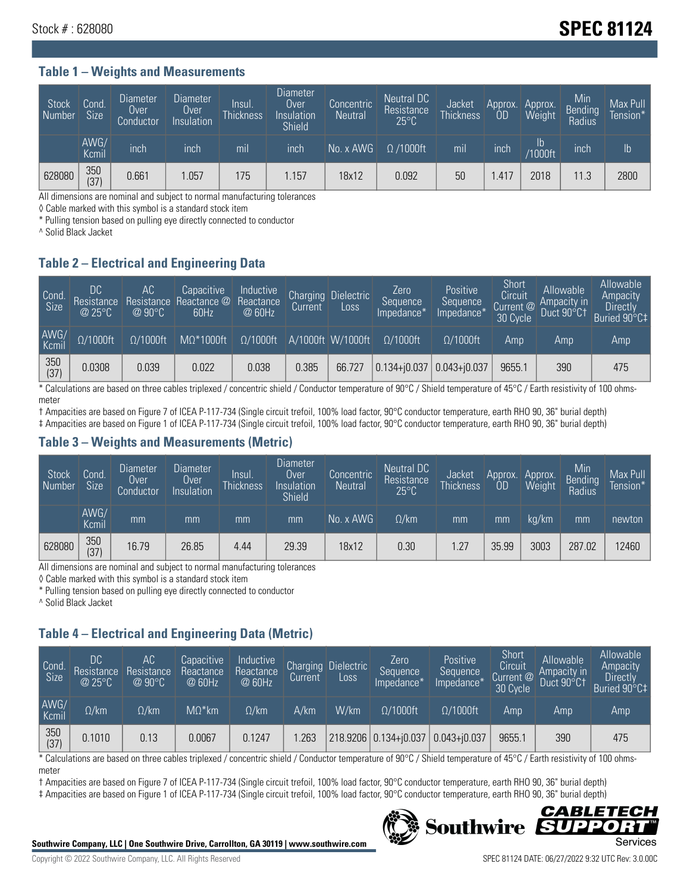Stock # : 628080

# SPEC 81124

## Table 1 – Weights and Measurements

| Stock Number | Cond. Size | Diameter Over Conductor | Diameter Over Insulation | Insul. Thickness | Diameter Over Insulation Shield | Concentric Neutral | Neutral DC Resistance 25°C | Jacket Thickness | Approx. OD | Approx. Weight | Min Bending Radius | Max Pull Tension* |
|---|---|---|---|---|---|---|---|---|---|---|---|---|
| | AWG/ Kcmil | inch | inch | mil | inch | No. x AWG | Ω /1000ft | mil | inch | lb /1000ft | inch | lb |
| 628080 | 350 (37) | 0.661 | 1.057 | 175 | 1.157 | 18x12 | 0.092 | 50 | 1.417 | 2018 | 11.3 | 2800 |

All dimensions are nominal and subject to normal manufacturing tolerances

◊ Cable marked with this symbol is a standard stock item

* Pulling tension based on pulling eye directly connected to conductor

^ Solid Black Jacket

## Table 2 – Electrical and Engineering Data

| Cond. Size | DC Resistance @ 25°C | AC Resistance @ 90°C | Capacitive Reactance @ 60Hz | Inductive Reactance @ 60Hz | Charging Current | Dielectric Loss | Zero Sequence Impedance* | Positive Sequence Impedance* | Short Circuit Current @ 30 Cycle | Allowable Ampacity in Duct 90°C† | Allowable Ampacity Directly Buried 90°C‡ |
|---|---|---|---|---|---|---|---|---|---|---|---|
| AWG/ Kcmil | Ω/1000ft | Ω/1000ft | MΩ*1000ft | Ω/1000ft | A/1000ft | W/1000ft | Ω/1000ft | Ω/1000ft | Amp | Amp | Amp |
| 350 (37) | 0.0308 | 0.039 | 0.022 | 0.038 | 0.385 | 66.727 | 0.134+j0.037 | 0.043+j0.037 | 9655.1 | 390 | 475 |

* Calculations are based on three cables triplexed / concentric shield / Conductor temperature of 90°C / Shield temperature of 45°C / Earth resistivity of 100 ohms-meter

† Ampacities are based on Figure 7 of ICEA P-117-734 (Single circuit trefoil, 100% load factor, 90°C conductor temperature, earth RHO 90, 36" burial depth)

‡ Ampacities are based on Figure 1 of ICEA P-117-734 (Single circuit trefoil, 100% load factor, 90°C conductor temperature, earth RHO 90, 36" burial depth)

## Table 3 – Weights and Measurements (Metric)

| Stock Number | Cond. Size | Diameter Over Conductor | Diameter Over Insulation | Insul. Thickness | Diameter Over Insulation Shield | Concentric Neutral | Neutral DC Resistance 25°C | Jacket Thickness | Approx. OD | Approx. Weight | Min Bending Radius | Max Pull Tension* |
|---|---|---|---|---|---|---|---|---|---|---|---|---|
| | AWG/ Kcmil | mm | mm | mm | mm | No. x AWG | Ω/km | mm | mm | kg/km | mm | newton |
| 628080 | 350 (37) | 16.79 | 26.85 | 4.44 | 29.39 | 18x12 | 0.30 | 1.27 | 35.99 | 3003 | 287.02 | 12460 |

All dimensions are nominal and subject to normal manufacturing tolerances

◊ Cable marked with this symbol is a standard stock item

* Pulling tension based on pulling eye directly connected to conductor

^ Solid Black Jacket

## Table 4 – Electrical and Engineering Data (Metric)

| Cond. Size | DC Resistance @ 25°C | AC Resistance @ 90°C | Capacitive Reactance @ 60Hz | Inductive Reactance @ 60Hz | Charging Current | Dielectric Loss | Zero Sequence Impedance* | Positive Sequence Impedance* | Short Circuit Current @ 30 Cycle | Allowable Ampacity in Duct 90°C† | Allowable Ampacity Directly Buried 90°C‡ |
|---|---|---|---|---|---|---|---|---|---|---|---|
| AWG/ Kcmil | Ω/km | Ω/km | MΩ*km | Ω/km | A/km | W/km | Ω/1000ft | Ω/1000ft | Amp | Amp | Amp |
| 350 (37) | 0.1010 | 0.13 | 0.0067 | 0.1247 | 1.263 | 218.9206 | 0.134+j0.037 | 0.043+j0.037 | 9655.1 | 390 | 475 |

* Calculations are based on three cables triplexed / concentric shield / Conductor temperature of 90°C / Shield temperature of 45°C / Earth resistivity of 100 ohms-meter

† Ampacities are based on Figure 7 of ICEA P-117-734 (Single circuit trefoil, 100% load factor, 90°C conductor temperature, earth RHO 90, 36" burial depth)

‡ Ampacities are based on Figure 1 of ICEA P-117-734 (Single circuit trefoil, 100% load factor, 90°C conductor temperature, earth RHO 90, 36" burial depth)

**Southwire Company, LLC | One Southwire Drive, Carrollton, GA 30119 | www.southwire.com**

Copyright © 2022 Southwire Company, LLC. All Rights Reserved

SPEC 81124 DATE: 06/27/2022 9:32 UTC Rev: 3.0.00C